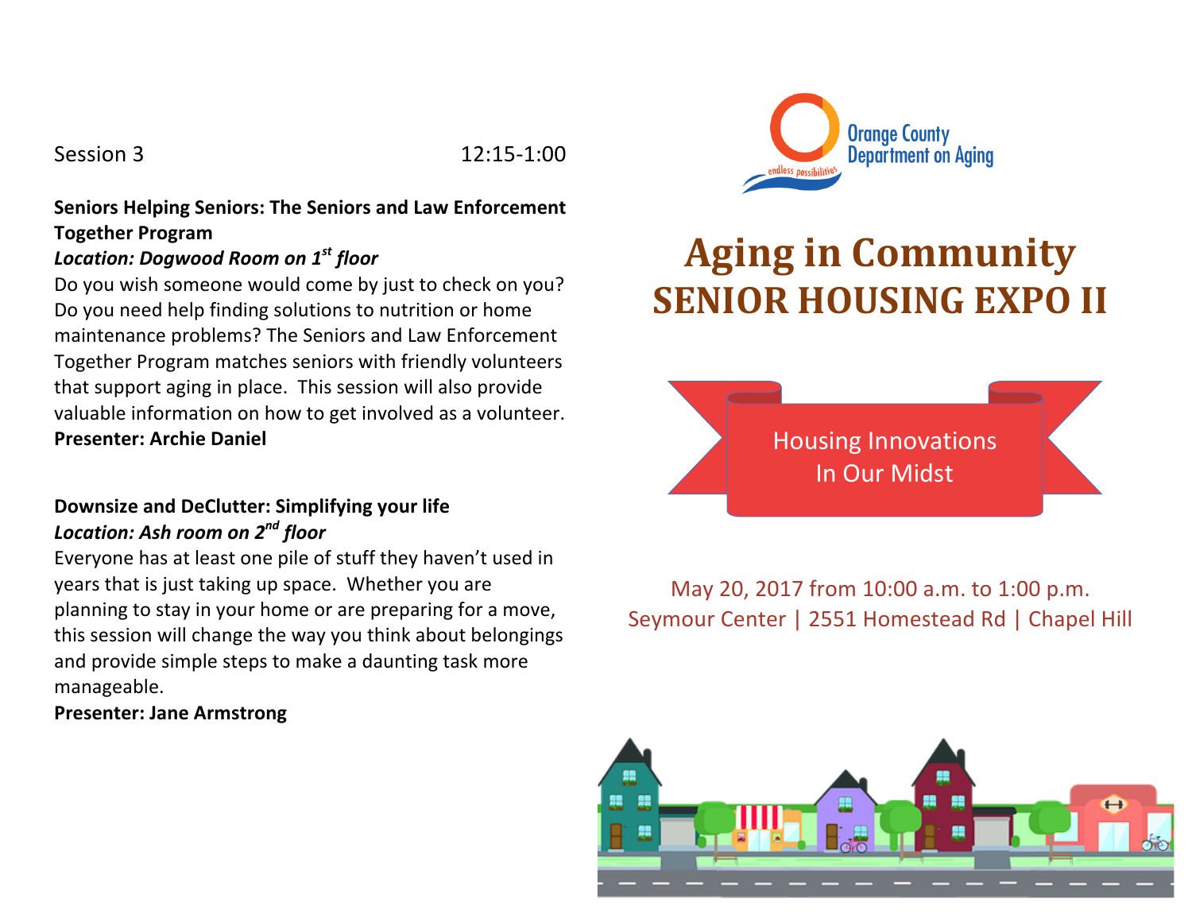Session 3 12:15-1:00

**Seniors Helping Seniors: The Seniors and Law Enforcement Together Program**
***Location: Dogwood Room on 1st floor***
Do you wish someone would come by just to check on you? Do you need help finding solutions to nutrition or home maintenance problems? The Seniors and Law Enforcement Together Program matches seniors with friendly volunteers that support aging in place. This session will also provide valuable information on how to get involved as a volunteer.
**Presenter: Archie Daniel**

**Downsize and DeClutter: Simplifying your life**
***Location: Ash room on 2nd floor***
Everyone has at least one pile of stuff they haven't used in years that is just taking up space. Whether you are planning to stay in your home or are preparing for a move, this session will change the way you think about belongings and provide simple steps to make a daunting task more manageable.
**Presenter: Jane Armstrong**

Orange County Department on Aging
endless possibilities

# Aging in Community
# SENIOR HOUSING EXPO II

Housing Innovations In Our Midst

May 20, 2017 from 10:00 a.m. to 1:00 p.m.
Seymour Center | 2551 Homestead Rd | Chapel Hill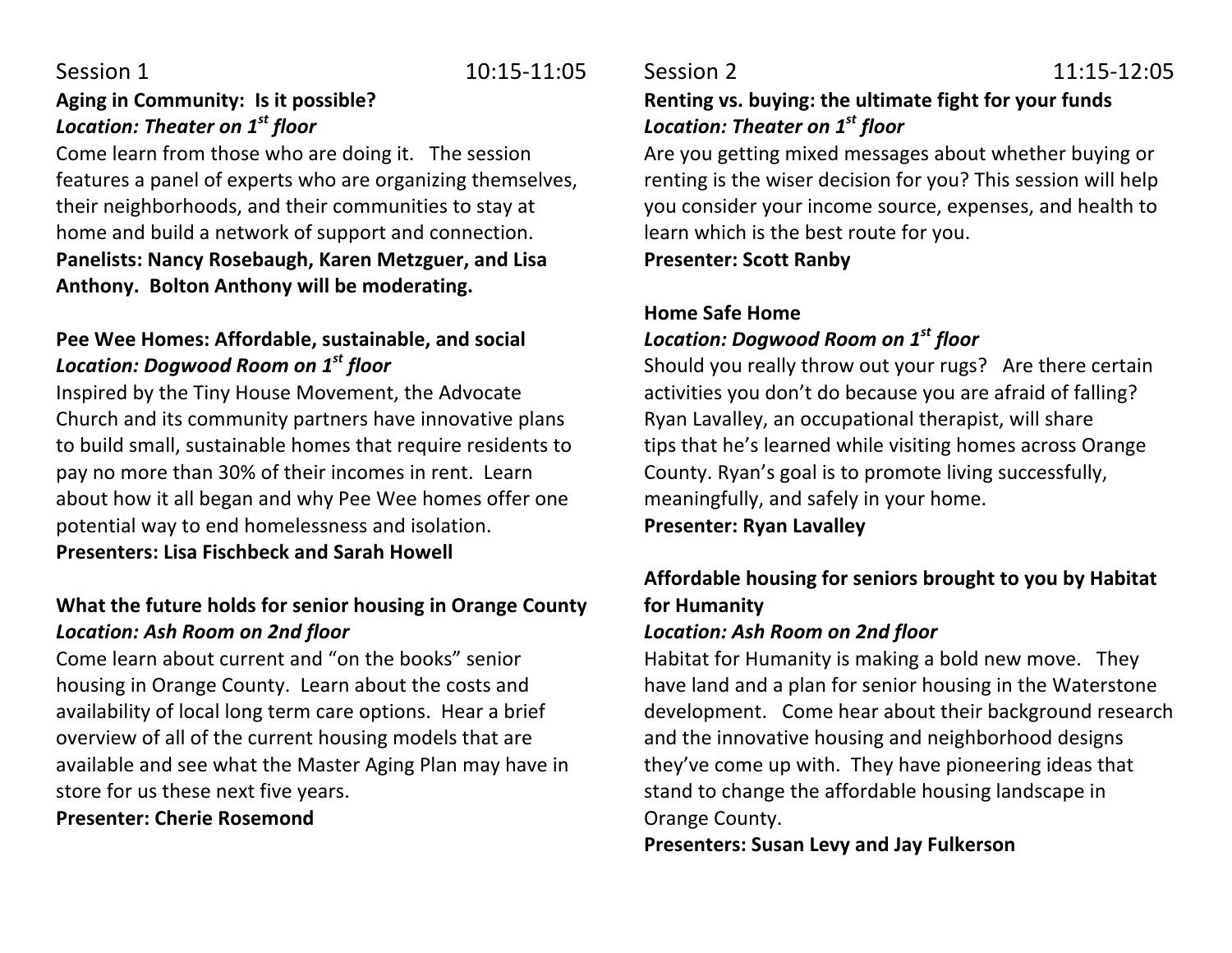## Session 1 10:15-11:05

### Aging in Community: Is it possible?

***Location: Theater on 1st floor***

Come learn from those who are doing it. The session features a panel of experts who are organizing themselves, their neighborhoods, and their communities to stay at home and build a network of support and connection.

**Panelists: Nancy Rosebaugh, Karen Metzguer, and Lisa Anthony. Bolton Anthony will be moderating.**

### Pee Wee Homes: Affordable, sustainable, and social

***Location: Dogwood Room on 1st floor***

Inspired by the Tiny House Movement, the Advocate Church and its community partners have innovative plans to build small, sustainable homes that require residents to pay no more than 30% of their incomes in rent. Learn about how it all began and why Pee Wee homes offer one potential way to end homelessness and isolation.

**Presenters: Lisa Fischbeck and Sarah Howell**

### What the future holds for senior housing in Orange County

***Location: Ash Room on 2nd floor***

Come learn about current and "on the books" senior housing in Orange County. Learn about the costs and availability of local long term care options. Hear a brief overview of all of the current housing models that are available and see what the Master Aging Plan may have in store for us these next five years.

**Presenter: Cherie Rosemond**

## Session 2 11:15-12:05

### Renting vs. buying: the ultimate fight for your funds

***Location: Theater on 1st floor***

Are you getting mixed messages about whether buying or renting is the wiser decision for you? This session will help you consider your income source, expenses, and health to learn which is the best route for you.

**Presenter: Scott Ranby**

### Home Safe Home

***Location: Dogwood Room on 1st floor***

Should you really throw out your rugs? Are there certain activities you don't do because you are afraid of falling? Ryan Lavalley, an occupational therapist, will share tips that he's learned while visiting homes across Orange County. Ryan's goal is to promote living successfully, meaningfully, and safely in your home.

**Presenter: Ryan Lavalley**

### Affordable housing for seniors brought to you by Habitat for Humanity

***Location: Ash Room on 2nd floor***

Habitat for Humanity is making a bold new move. They have land and a plan for senior housing in the Waterstone development. Come hear about their background research and the innovative housing and neighborhood designs they've come up with. They have pioneering ideas that stand to change the affordable housing landscape in Orange County.

**Presenters: Susan Levy and Jay Fulkerson**